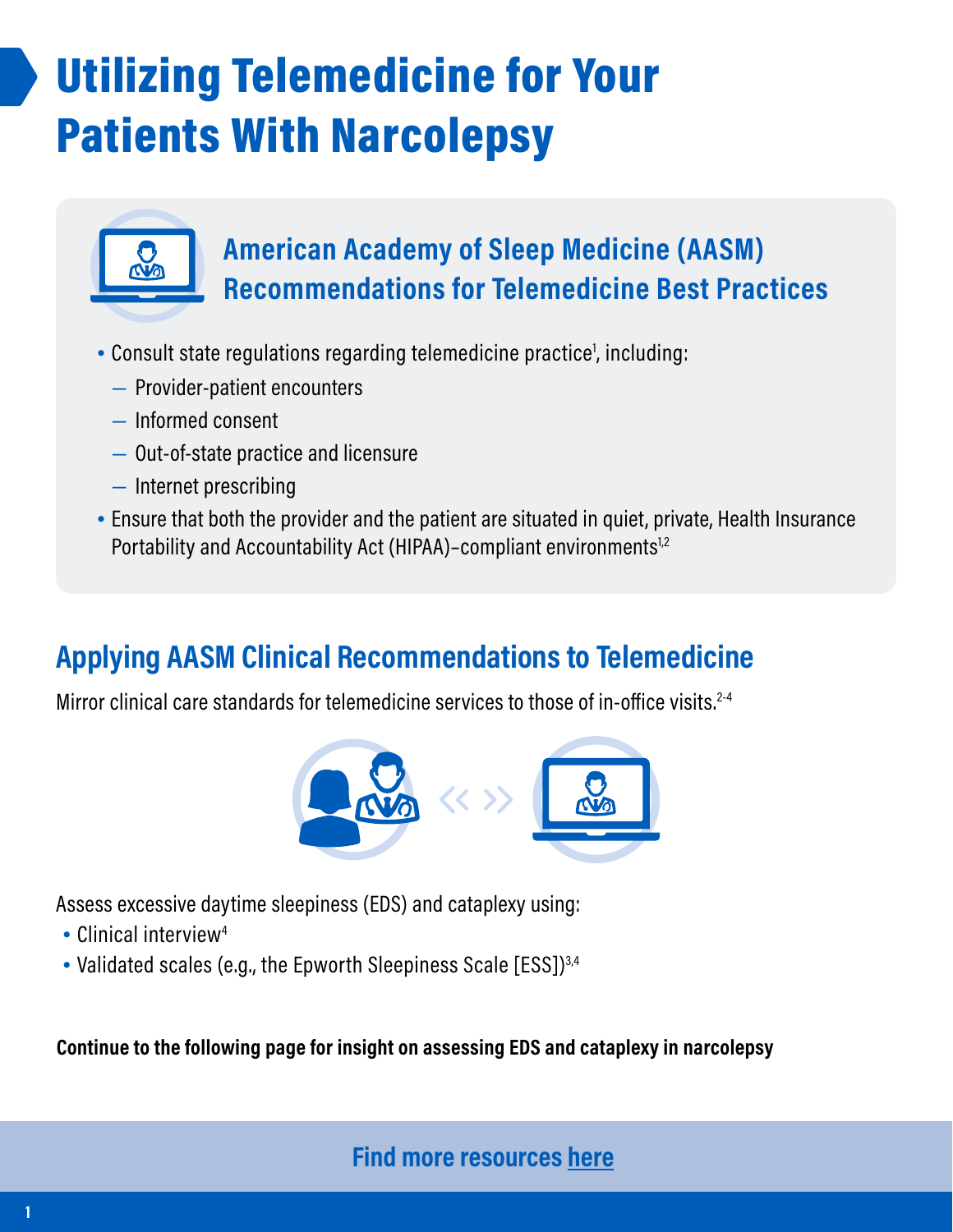# Utilizing Telemedicine for Your Patients With Narcolepsy

## American Academy of Sleep Medicine (AASM) Recommendations for Telemedicine Best Practices

- Consult state regulations regarding telemedicine practice[1], including:
  - Provider-patient encounters
  - Informed consent
  - Out-of-state practice and licensure
  - Internet prescribing
- Ensure that both the provider and the patient are situated in quiet, private, Health Insurance Portability and Accountability Act (HIPAA)–compliant environments[1,2]

## Applying AASM Clinical Recommendations to Telemedicine

Mirror clinical care standards for telemedicine services to those of in-office visits.[2-4]

Assess excessive daytime sleepiness (EDS) and cataplexy using:

- Clinical interview[4]
- Validated scales (e.g., the Epworth Sleepiness Scale [ESS])[3,4]

**Continue to the following page for insight on assessing EDS and cataplexy in narcolepsy**

**Find more resources here**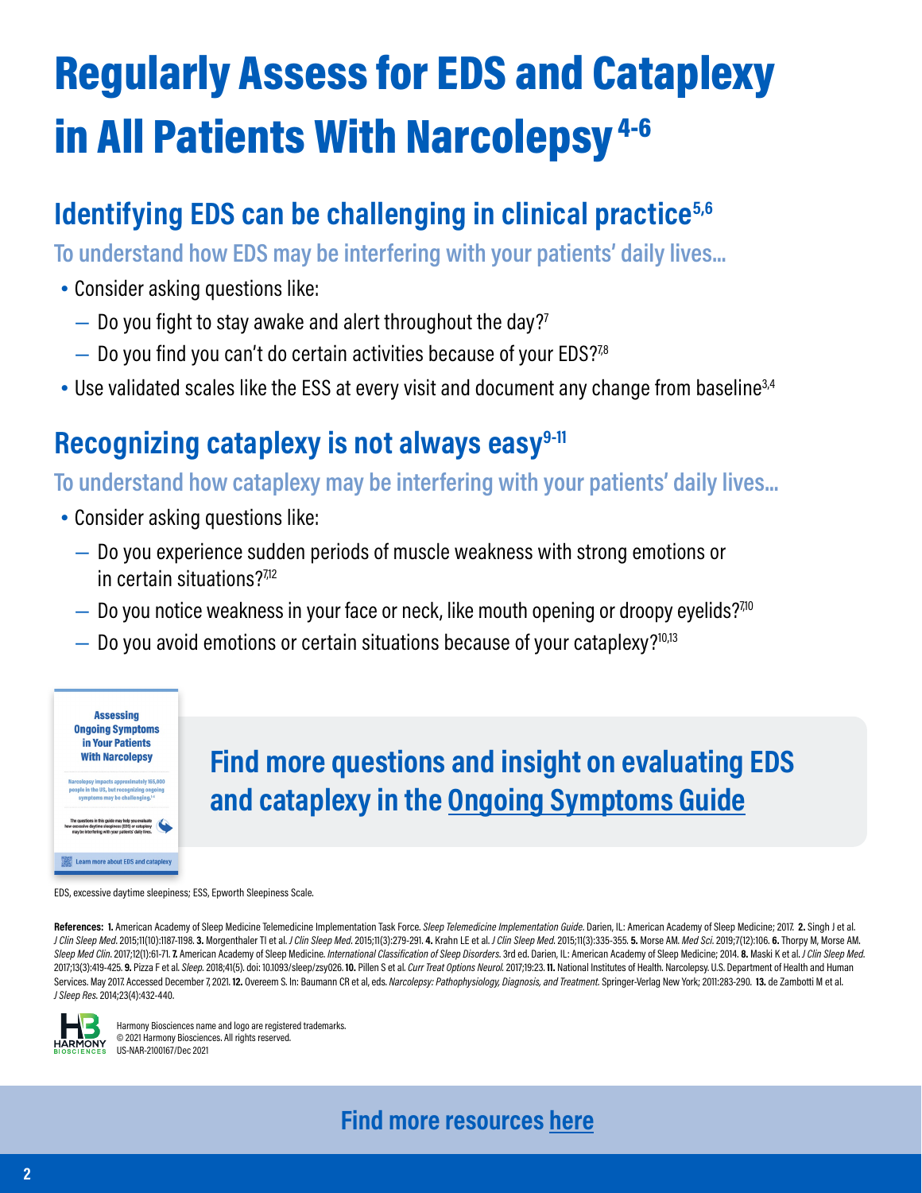# Regularly Assess for EDS and Cataplexy in All Patients With Narcolepsy[4-6]

## Identifying EDS can be challenging in clinical practice[5,6]

### To understand how EDS may be interfering with your patients' daily lives...

- Consider asking questions like:
  - Do you fight to stay awake and alert throughout the day?[7]
  - Do you find you can't do certain activities because of your EDS?[7,8]
- Use validated scales like the ESS at every visit and document any change from baseline[3,4]

## Recognizing cataplexy is not always easy[9-11]

### To understand how cataplexy may be interfering with your patients' daily lives...

- Consider asking questions like:
  - Do you experience sudden periods of muscle weakness with strong emotions or in certain situations?[7,12]
  - Do you notice weakness in your face or neck, like mouth opening or droopy eyelids?[7,10]
  - Do you avoid emotions or certain situations because of your cataplexy?[10,13]

**Assessing Ongoing Symptoms in Your Patients With Narcolepsy**

Narcolepsy impacts approximately 165,000 people in the US, but recognizing ongoing symptoms may be challenging.

The questions in this guide may help you evaluate how excessive daytime sleepiness (EDS) or cataplexy may be interfering with your patients' daily lives.

Learn more about EDS and cataplexy

**Find more questions and insight on evaluating EDS and cataplexy in the Ongoing Symptoms Guide**

EDS, excessive daytime sleepiness; ESS, Epworth Sleepiness Scale.

**References:** **1.** American Academy of Sleep Medicine Telemedicine Implementation Task Force. *Sleep Telemedicine Implementation Guide*. Darien, IL: American Academy of Sleep Medicine; 2017. **2.** Singh J et al. *J Clin Sleep Med*. 2015;11(10):1187-1198. **3.** Morgenthaler TI et al. *J Clin Sleep Med*. 2015;11(3):279-291. **4.** Krahn LE et al. *J Clin Sleep Med*. 2015;11(3):335-355. **5.** Morse AM. *Med Sci*. 2019;7(12):106. **6.** Thorpy M, Morse AM. *Sleep Med Clin*. 2017;12(1):61-71. **7.** American Academy of Sleep Medicine. *International Classification of Sleep Disorders*. 3rd ed. Darien, IL: American Academy of Sleep Medicine; 2014. **8.** Maski K et al. *J Clin Sleep Med*. 2017;13(3):419-425. **9.** Pizza F et al. *Sleep*. 2018;41(5). doi: 10.1093/sleep/zsy026. **10.** Pillen S et al. *Curr Treat Options Neurol*. 2017;19:23. **11.** National Institutes of Health. Narcolepsy. U.S. Department of Health and Human Services. May 2017. Accessed December 7, 2021. **12.** Overeem S. In: Baumann CR et al, eds. *Narcolepsy: Pathophysiology, Diagnosis, and Treatment*. Springer-Verlag New York; 2011:283-290. **13.** de Zambotti M et al. *J Sleep Res*. 2014;23(4):432-440.

HARMONY BIOSCIENCES

Harmony Biosciences name and logo are registered trademarks.
© 2021 Harmony Biosciences. All rights reserved.
US-NAR-2100167/Dec 2021

**Find more resources here**